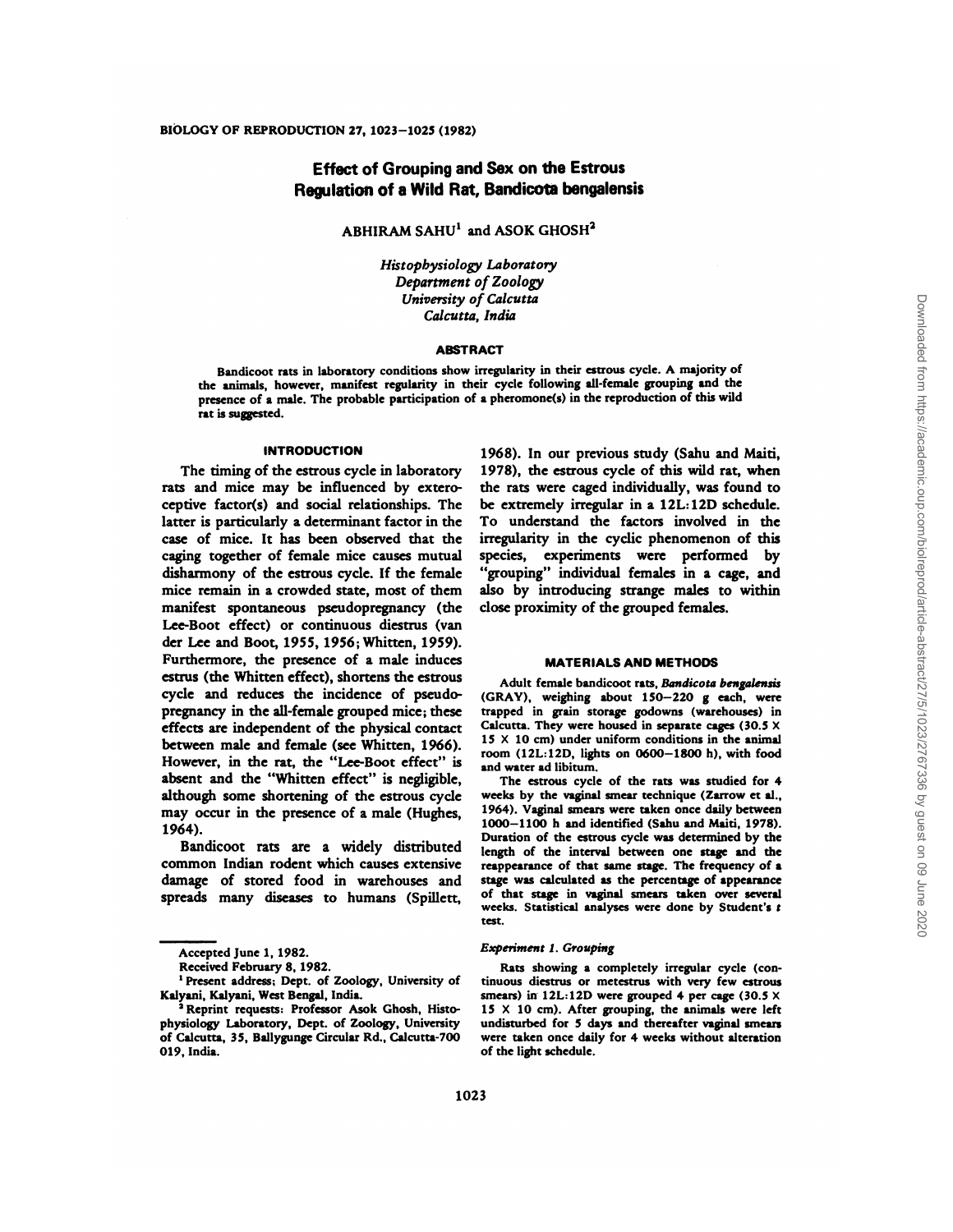# Effect of Grouping and Sex on the Estrous Regulation of a Wild Rat, *Bandicota bengalensis*

ABHIRAM SAHU[1] and ASOK GHOSH[2]

*Histophysiology Laboratory*
*Department of Zoology*
*University of Calcutta*
*Calcutta, India*

## ABSTRACT

Bandicoot rats in laboratory conditions show irregularity in their estrous cycle. A majority of the animals, however, manifest regularity in their cycle following all-female grouping and the presence of a male. The probable participation of a pheromone(s) in the reproduction of this wild rat is suggested.

## INTRODUCTION

The timing of the estrous cycle in laboratory rats and mice may be influenced by exteroceptive factor(s) and social relationships. The latter is particularly a determinant factor in the case of mice. It has been observed that the caging together of female mice causes mutual disharmony of the estrous cycle. If the female mice remain in a crowded state, most of them manifest spontaneous pseudopregnancy (the Lee-Boot effect) or continuous diestrus (van der Lee and Boot, 1955, 1956; Whitten, 1959). Furthermore, the presence of a male induces estrus (the Whitten effect), shortens the estrous cycle and reduces the incidence of pseudopregnancy in the all-female grouped mice; these effects are independent of the physical contact between male and female (see Whitten, 1966). However, in the rat, the "Lee-Boot effect" is absent and the "Whitten effect" is negligible, although some shortening of the estrous cycle may occur in the presence of a male (Hughes, 1964).

Bandicoot rats are a widely distributed common Indian rodent which causes extensive damage of stored food in warehouses and spreads many diseases to humans (Spillett, 1968). In our previous study (Sahu and Maiti, 1978), the estrous cycle of this wild rat, when the rats were caged individually, was found to be extremely irregular in a 12L:12D schedule. To understand the factors involved in the irregularity in the cyclic phenomenon of this species, experiments were performed by "grouping" individual females in a cage, and also by introducing strange males to within close proximity of the grouped females.

## MATERIALS AND METHODS

Adult female bandicoot rats, *Bandicota bengalensis* (GRAY), weighing about 150–220 g each, were trapped in grain storage godowns (warehouses) in Calcutta. They were housed in separate cages (30.5 × 15 × 10 cm) under uniform conditions in the animal room (12L:12D, lights on 0600–1800 h), with food and water ad libitum.

The estrous cycle of the rats was studied for 4 weeks by the vaginal smear technique (Zarrow et al., 1964). Vaginal smears were taken once daily between 1000–1100 h and identified (Sahu and Maiti, 1978). Duration of the estrous cycle was determined by the length of the interval between one stage and the reappearance of that same stage. The frequency of a stage was calculated as the percentage of appearance of that stage in vaginal smears taken over several weeks. Statistical analyses were done by Student's *t* test.

### *Experiment 1. Grouping*

Rats showing a completely irregular cycle (continuous diestrus or metestrus with very few estrous smears) in 12L:12D were grouped 4 per cage (30.5 × 15 × 10 cm). After grouping, the animals were left undisturbed for 5 days and thereafter vaginal smears were taken once daily for 4 weeks without alteration of the light schedule.

---

Accepted June 1, 1982.

Received February 8, 1982.

[1] Present address: Dept. of Zoology, University of Kalyani, Kalyani, West Bengal, India.

[2] Reprint requests: Professor Asok Ghosh, Histophysiology Laboratory, Dept. of Zoology, University of Calcutta, 35, Ballygunge Circular Rd., Calcutta-700 019, India.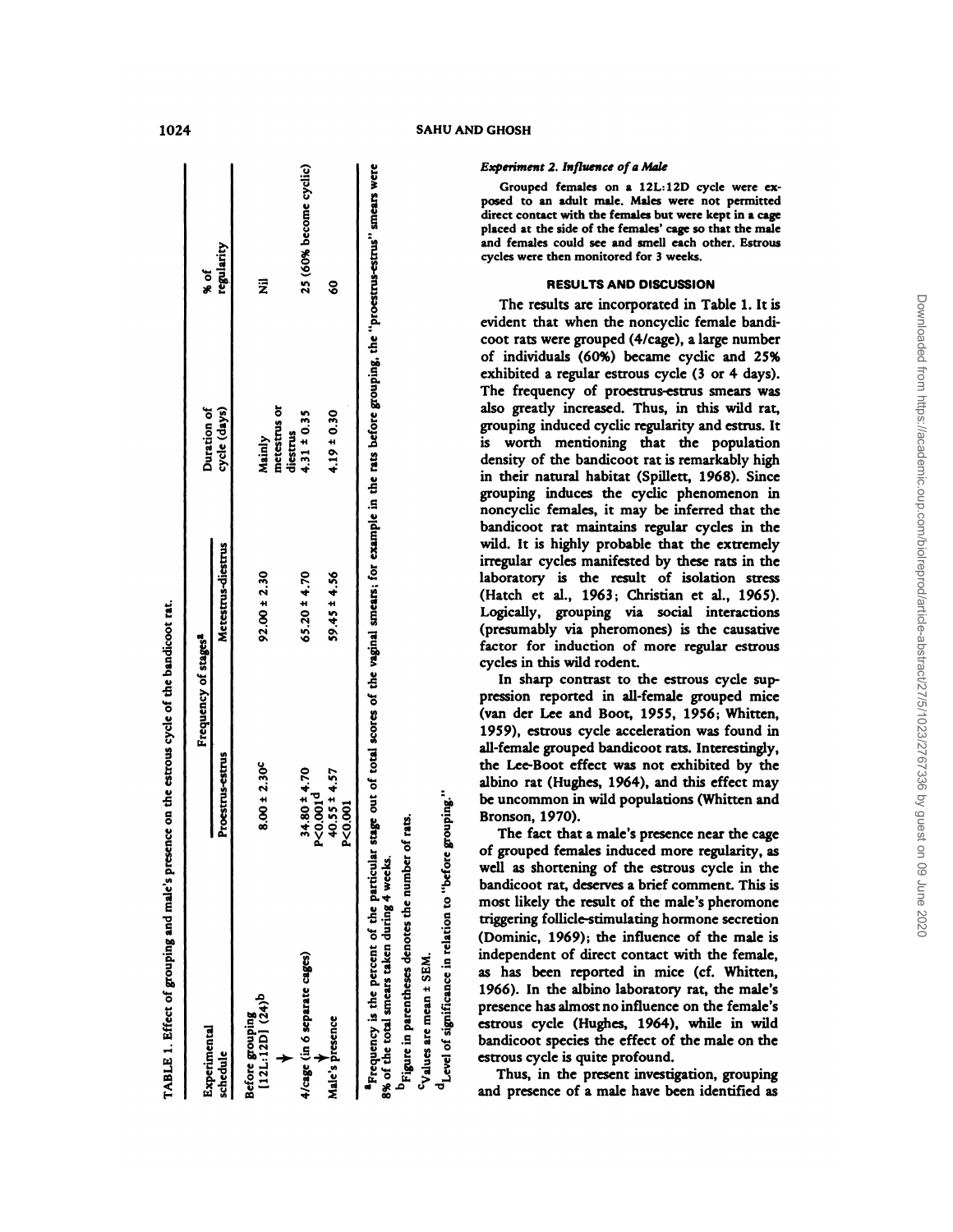TABLE 1. Effect of grouping and male's presence on the estrous cycle of the bandicoot rat.

| Experimental schedule | Frequency of stages[a] | | Duration of cycle (days) | % of regularity |
|---|---|---|---|---|
| | Proestrus-estrus | Metestrus-diestrus | | |
| Before grouping [12L:12D] (24)[b] | 8.00 ± 2.30[c] | 92.00 ± 2.30 | Mainly metestrus or diestrus | Nil |
| ↓ 4/cage (in 6 separate cages) | 34.80 ± 4.70 P<0.001[d] | 65.20 ± 4.70 | 4.31 ± 0.35 | 25 (60% become cyclic) |
| ↓ Male's presence | 40.55 ± 4.57 P<0.001 | 59.45 ± 4.56 | 4.19 ± 0.30 | 60 |

[a]Frequency is the percent of the particular stage out of total scores of the vaginal smears; for example in the rats before grouping, the "proestrus-estrus" smears were 8% of the total smears taken during 4 weeks.

[b]Figure in parentheses denotes the number of rats.

[c]Values are mean ± SEM.

[d]Level of significance in relation to "before grouping."

### *Experiment 2. Influence of a Male*

Grouped females on a 12L:12D cycle were exposed to an adult male. Males were not permitted direct contact with the females but were kept in a cage placed at the side of the females' cage so that the male and females could see and smell each other. Estrous cycles were then monitored for 3 weeks.

## RESULTS AND DISCUSSION

The results are incorporated in Table 1. It is evident that when the noncyclic female bandicoot rats were grouped (4/cage), a large number of individuals (60%) became cyclic and 25% exhibited a regular estrous cycle (3 or 4 days). The frequency of proestrus-estrus smears was also greatly increased. Thus, in this wild rat, grouping induced cyclic regularity and estrus. It is worth mentioning that the population density of the bandicoot rat is remarkably high in their natural habitat (Spillett, 1968). Since grouping induces the cyclic phenomenon in noncyclic females, it may be inferred that the bandicoot rat maintains regular cycles in the wild. It is highly probable that the extremely irregular cycles manifested by these rats in the laboratory is the result of isolation stress (Hatch et al., 1963; Christian et al., 1965). Logically, grouping via social interactions (presumably via pheromones) is the causative factor for induction of more regular estrous cycles in this wild rodent.

In sharp contrast to the estrous cycle suppression reported in all-female grouped mice (van der Lee and Boot, 1955, 1956; Whitten, 1959), estrous cycle acceleration was found in all-female grouped bandicoot rats. Interestingly, the Lee-Boot effect was not exhibited by the albino rat (Hughes, 1964), and this effect may be uncommon in wild populations (Whitten and Bronson, 1970).

The fact that a male's presence near the cage of grouped females induced more regularity, as well as shortening of the estrous cycle in the bandicoot rat, deserves a brief comment. This is most likely the result of the male's pheromone triggering follicle-stimulating hormone secretion (Dominic, 1969); the influence of the male is independent of direct contact with the female, as has been reported in mice (cf. Whitten, 1966). In the albino laboratory rat, the male's presence has almost no influence on the female's estrous cycle (Hughes, 1964), while in wild bandicoot species the effect of the male on the estrous cycle is quite profound.

Thus, in the present investigation, grouping and presence of a male have been identified as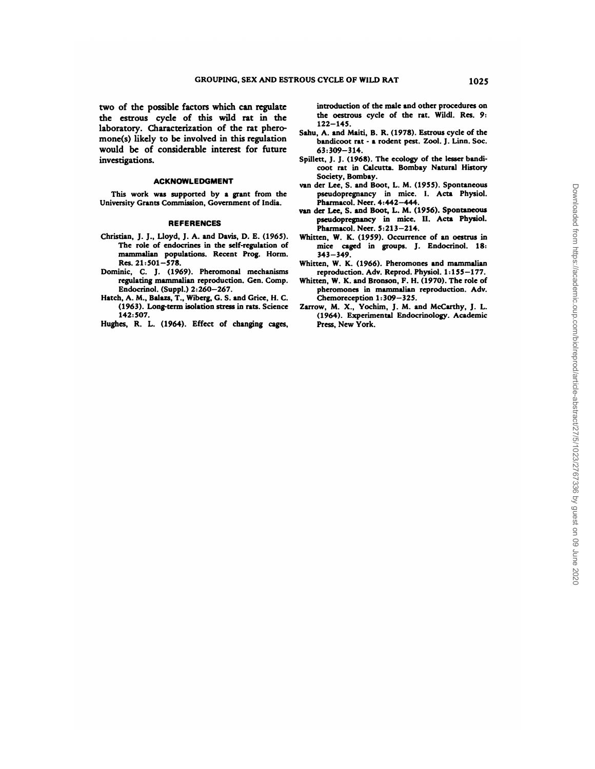two of the possible factors which can regulate the estrous cycle of this wild rat in the laboratory. Characterization of the rat pheromone(s) likely to be involved in this regulation would be of considerable interest for future investigations.

## ACKNOWLEDGMENT

This work was supported by a grant from the University Grants Commission, Government of India.

## REFERENCES

Christian, J. J., Lloyd, J. A. and Davis, D. E. (1965). The role of endocrines in the self-regulation of mammalian populations. Recent Prog. Horm. Res. 21:501–578.

Dominic, C. J. (1969). Pheromonal mechanisms regulating mammalian reproduction. Gen. Comp. Endocrinol. (Suppl.) 2:260–267.

Hatch, A. M., Balazs, T., Wiberg, G. S. and Grice, H. C. (1963). Long-term isolation stress in rats. Science 142:507.

Hughes, R. L. (1964). Effect of changing cages, introduction of the male and other procedures on the oestrous cycle of the rat. Wildl. Res. 9: 122–145.

Sahu, A. and Maiti, B. R. (1978). Estrous cycle of the bandicoot rat - a rodent pest. Zool. J. Linn. Soc. 63:309–314.

Spillett, J. J. (1968). The ecology of the lesser bandicoot rat in Calcutta. Bombay Natural History Society, Bombay.

van der Lee, S. and Boot, L. M. (1955). Spontaneous pseudopregnancy in mice. I. Acta Physiol. Pharmacol. Neer. 4:442–444.

van der Lee, S. and Boot, L. M. (1956). Spontaneous pseudopregnancy in mice. II. Acta Physiol. Pharmacol. Neer. 5:213–214.

Whitten, W. K. (1959). Occurrence of an oestrus in mice caged in groups. J. Endocrinol. 18: 343–349.

Whitten, W. K. (1966). Pheromones and mammalian reproduction. Adv. Reprod. Physiol. 1:155–177.

Whitten, W. K. and Bronson, F. H. (1970). The role of pheromones in mammalian reproduction. Adv. Chemoreception 1:309–325.

Zarrow, M. X., Yochim, J. M. and McCarthy, J. L. (1964). Experimental Endocrinology. Academic Press, New York.